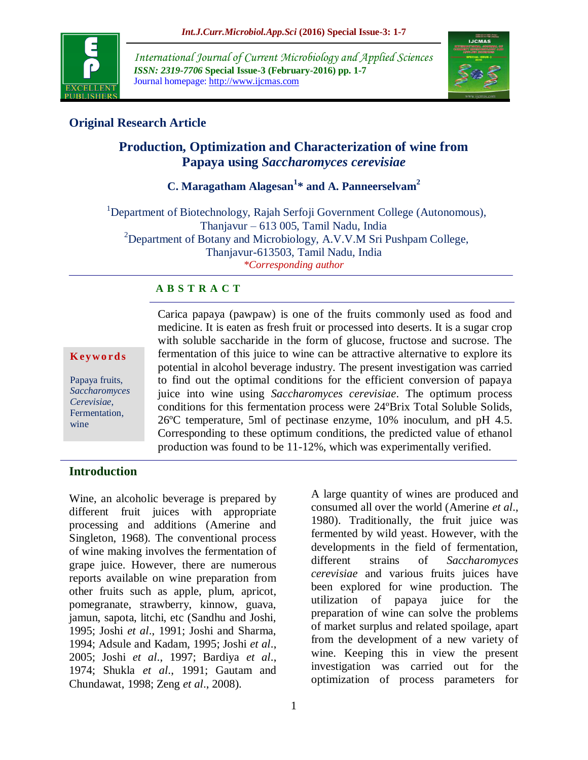Original Research Article

# Production, Optimization and Characterization of wine from Papaya using *Saccharomyces cerevisiae*

**C. Maragatham Alagesan[1]* and A. Panneerselvam[2]**

[1]Department of Biotechnology, Rajah Serfoji Government College (Autonomous), Thanjavur – 613 005, Tamil Nadu, India
[2]Department of Botany and Microbiology, A.V.V.M Sri Pushpam College, Thanjavur-613503, Tamil Nadu, India
*Corresponding author*

## ABSTRACT

**Keywords**

Papaya fruits, *Saccharomyces Cerevisiae*, Fermentation, wine

Carica papaya (pawpaw) is one of the fruits commonly used as food and medicine. It is eaten as fresh fruit or processed into deserts. It is a sugar crop with soluble saccharide in the form of glucose, fructose and sucrose. The fermentation of this juice to wine can be attractive alternative to explore its potential in alcohol beverage industry. The present investigation was carried to find out the optimal conditions for the efficient conversion of papaya juice into wine using *Saccharomyces cerevisiae*. The optimum process conditions for this fermentation process were 24ºBrix Total Soluble Solids, 26ºC temperature, 5ml of pectinase enzyme, 10% inoculum, and pH 4.5. Corresponding to these optimum conditions, the predicted value of ethanol production was found to be 11-12%, which was experimentally verified.

## Introduction

Wine, an alcoholic beverage is prepared by different fruit juices with appropriate processing and additions (Amerine and Singleton, 1968). The conventional process of wine making involves the fermentation of grape juice. However, there are numerous reports available on wine preparation from other fruits such as apple, plum, apricot, pomegranate, strawberry, kinnow, guava, jamun, sapota, litchi, etc (Sandhu and Joshi, 1995; Joshi *et al*., 1991; Joshi and Sharma, 1994; Adsule and Kadam, 1995; Joshi *et al*., 2005; Joshi *et al*., 1997; Bardiya *et al*., 1974; Shukla *et al*., 1991; Gautam and Chundawat, 1998; Zeng *et al*., 2008).

A large quantity of wines are produced and consumed all over the world (Amerine *et al*., 1980). Traditionally, the fruit juice was fermented by wild yeast. However, with the developments in the field of fermentation, different strains of *Saccharomyces cerevisiae* and various fruits juices have been explored for wine production. The utilization of papaya juice for the preparation of wine can solve the problems of market surplus and related spoilage, apart from the development of a new variety of wine. Keeping this in view the present investigation was carried out for the optimization of process parameters for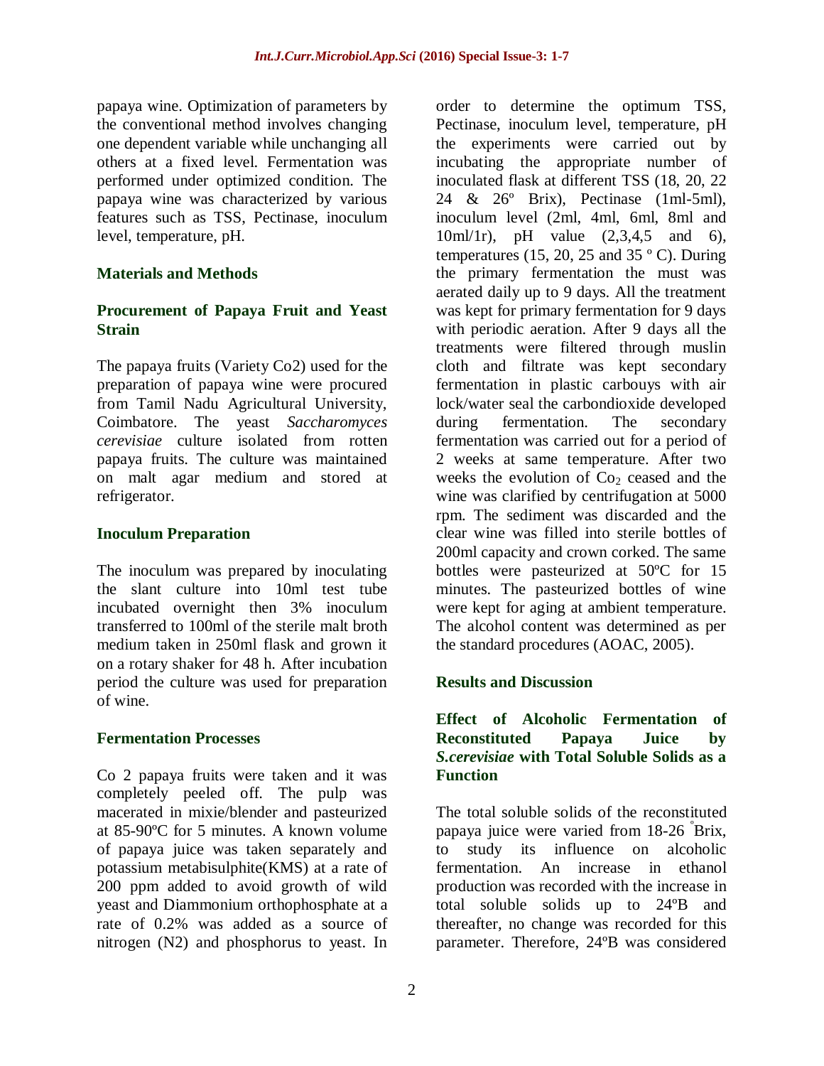papaya wine. Optimization of parameters by the conventional method involves changing one dependent variable while unchanging all others at a fixed level. Fermentation was performed under optimized condition. The papaya wine was characterized by various features such as TSS, Pectinase, inoculum level, temperature, pH.

## Materials and Methods

### Procurement of Papaya Fruit and Yeast Strain

The papaya fruits (Variety Co2) used for the preparation of papaya wine were procured from Tamil Nadu Agricultural University, Coimbatore. The yeast *Saccharomyces cerevisiae* culture isolated from rotten papaya fruits. The culture was maintained on malt agar medium and stored at refrigerator.

### Inoculum Preparation

The inoculum was prepared by inoculating the slant culture into 10ml test tube incubated overnight then 3% inoculum transferred to 100ml of the sterile malt broth medium taken in 250ml flask and grown it on a rotary shaker for 48 h. After incubation period the culture was used for preparation of wine.

### Fermentation Processes

Co 2 papaya fruits were taken and it was completely peeled off. The pulp was macerated in mixie/blender and pasteurized at 85-90ºC for 5 minutes. A known volume of papaya juice was taken separately and potassium metabisulphite(KMS) at a rate of 200 ppm added to avoid growth of wild yeast and Diammonium orthophosphate at a rate of 0.2% was added as a source of nitrogen (N2) and phosphorus to yeast. In order to determine the optimum TSS, Pectinase, inoculum level, temperature, pH the experiments were carried out by incubating the appropriate number of inoculated flask at different TSS (18, 20, 22 24 & 26º Brix), Pectinase (1ml-5ml), inoculum level (2ml, 4ml, 6ml, 8ml and 10ml/1r), pH value (2,3,4,5 and 6), temperatures (15, 20, 25 and 35 º C). During the primary fermentation the must was aerated daily up to 9 days. All the treatment was kept for primary fermentation for 9 days with periodic aeration. After 9 days all the treatments were filtered through muslin cloth and filtrate was kept secondary fermentation in plastic carbouys with air lock/water seal the carbondioxide developed during fermentation. The secondary fermentation was carried out for a period of 2 weeks at same temperature. After two weeks the evolution of $Co_2$ ceased and the wine was clarified by centrifugation at 5000 rpm. The sediment was discarded and the clear wine was filled into sterile bottles of 200ml capacity and crown corked. The same bottles were pasteurized at 50ºC for 15 minutes. The pasteurized bottles of wine were kept for aging at ambient temperature. The alcohol content was determined as per the standard procedures (AOAC, 2005).

## Results and Discussion

### Effect of Alcoholic Fermentation of Reconstituted Papaya Juice by *S.cerevisiae* with Total Soluble Solids as a Function

The total soluble solids of the reconstituted papaya juice were varied from 18-26 °Brix, to study its influence on alcoholic fermentation. An increase in ethanol production was recorded with the increase in total soluble solids up to 24ºB and thereafter, no change was recorded for this parameter. Therefore, 24ºB was considered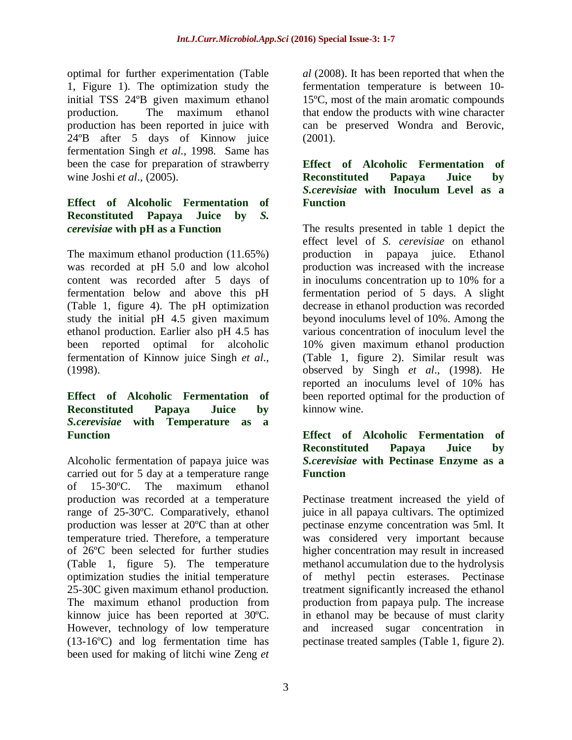optimal for further experimentation (Table 1, Figure 1). The optimization study the initial TSS 24ºB given maximum ethanol production. The maximum ethanol production has been reported in juice with 24ºB after 5 days of Kinnow juice fermentation Singh *et al.*, 1998. Same has been the case for preparation of strawberry wine Joshi *et al*., (2005).

### Effect of Alcoholic Fermentation of Reconstituted Papaya Juice by *S. cerevisiae* with pH as a Function

The maximum ethanol production (11.65%) was recorded at pH 5.0 and low alcohol content was recorded after 5 days of fermentation below and above this pH (Table 1, figure 4). The pH optimization study the initial pH 4.5 given maximum ethanol production. Earlier also pH 4.5 has been reported optimal for alcoholic fermentation of Kinnow juice Singh *et al*., (1998).

### Effect of Alcoholic Fermentation of Reconstituted Papaya Juice by *S.cerevisiae* with Temperature as a Function

Alcoholic fermentation of papaya juice was carried out for 5 day at a temperature range of 15-30ºC. The maximum ethanol production was recorded at a temperature range of 25-30ºC. Comparatively, ethanol production was lesser at 20ºC than at other temperature tried. Therefore, a temperature of 26ºC been selected for further studies (Table 1, figure 5). The temperature optimization studies the initial temperature 25-30C given maximum ethanol production. The maximum ethanol production from kinnow juice has been reported at 30ºC. However, technology of low temperature (13-16ºC) and log fermentation time has been used for making of litchi wine Zeng *et al* (2008). It has been reported that when the fermentation temperature is between 10-15ºC, most of the main aromatic compounds that endow the products with wine character can be preserved Wondra and Berovic, (2001).

### Effect of Alcoholic Fermentation of Reconstituted Papaya Juice by *S.cerevisiae* with Inoculum Level as a Function

The results presented in table 1 depict the effect level of *S. cerevisiae* on ethanol production in papaya juice. Ethanol production was increased with the increase in inoculums concentration up to 10% for a fermentation period of 5 days. A slight decrease in ethanol production was recorded beyond inoculums level of 10%. Among the various concentration of inoculum level the 10% given maximum ethanol production (Table 1, figure 2). Similar result was observed by Singh *et al*., (1998). He reported an inoculums level of 10% has been reported optimal for the production of kinnow wine.

### Effect of Alcoholic Fermentation of Reconstituted Papaya Juice by *S.cerevisiae* with Pectinase Enzyme as a Function

Pectinase treatment increased the yield of juice in all papaya cultivars. The optimized pectinase enzyme concentration was 5ml. It was considered very important because higher concentration may result in increased methanol accumulation due to the hydrolysis of methyl pectin esterases. Pectinase treatment significantly increased the ethanol production from papaya pulp. The increase in ethanol may be because of must clarity and increased sugar concentration in pectinase treated samples (Table 1, figure 2).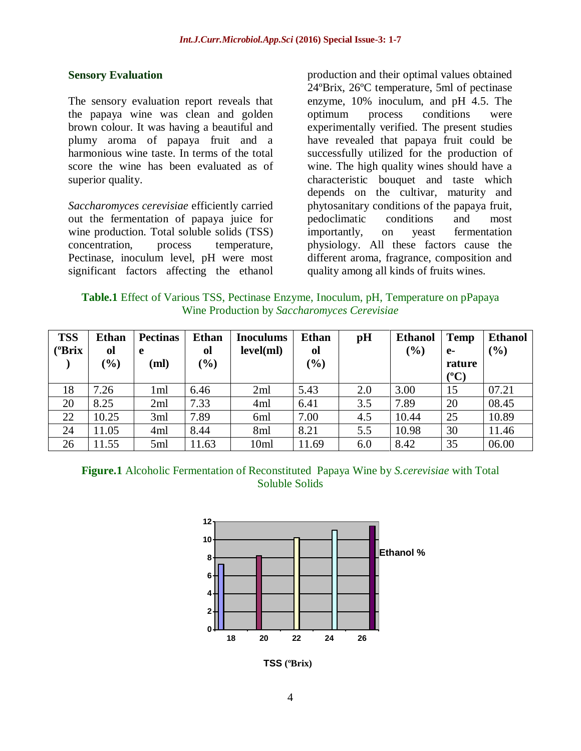## Sensory Evaluation

The sensory evaluation report reveals that the papaya wine was clean and golden brown colour. It was having a beautiful and plumy aroma of papaya fruit and a harmonious wine taste. In terms of the total score the wine has been evaluated as of superior quality.

*Saccharomyces cerevisiae* efficiently carried out the fermentation of papaya juice for wine production. Total soluble solids (TSS) concentration, process temperature, Pectinase, inoculum level, pH were most significant factors affecting the ethanol production and their optimal values obtained 24ºBrix, 26ºC temperature, 5ml of pectinase enzyme, 10% inoculum, and pH 4.5. The optimum process conditions were experimentally verified. The present studies have revealed that papaya fruit could be successfully utilized for the production of wine. The high quality wines should have a characteristic bouquet and taste which depends on the cultivar, maturity and phytosanitary conditions of the papaya fruit, pedoclimatic conditions and most importantly, on yeast fermentation physiology. All these factors cause the different aroma, fragrance, composition and quality among all kinds of fruits wines.

**Table.1** Effect of Various TSS, Pectinase Enzyme, Inoculum, pH, Temperature on pPapaya Wine Production by *Saccharomyces Cerevisiae*

| TSS (ºBrix) | Ethanol (%) | Pectinase (ml) | Ethanol (%) | Inoculums level(ml) | Ethanol (%) | pH | Ethanol (%) | Temperature (ºC) | Ethanol (%) |
|---|---|---|---|---|---|---|---|---|---|
| 18 | 7.26 | 1ml | 6.46 | 2ml | 5.43 | 2.0 | 3.00 | 15 | 07.21 |
| 20 | 8.25 | 2ml | 7.33 | 4ml | 6.41 | 3.5 | 7.89 | 20 | 08.45 |
| 22 | 10.25 | 3ml | 7.89 | 6ml | 7.00 | 4.5 | 10.44 | 25 | 10.89 |
| 24 | 11.05 | 4ml | 8.44 | 8ml | 8.21 | 5.5 | 10.98 | 30 | 11.46 |
| 26 | 11.55 | 5ml | 11.63 | 10ml | 11.69 | 6.0 | 8.42 | 35 | 06.00 |

**Figure.1** Alcoholic Fermentation of Reconstituted Papaya Wine by *S.cerevisiae* with Total Soluble Solids

12
10
8
6
4
2
0
18 20 22 24 26
Ethanol %
TSS (ºBrix)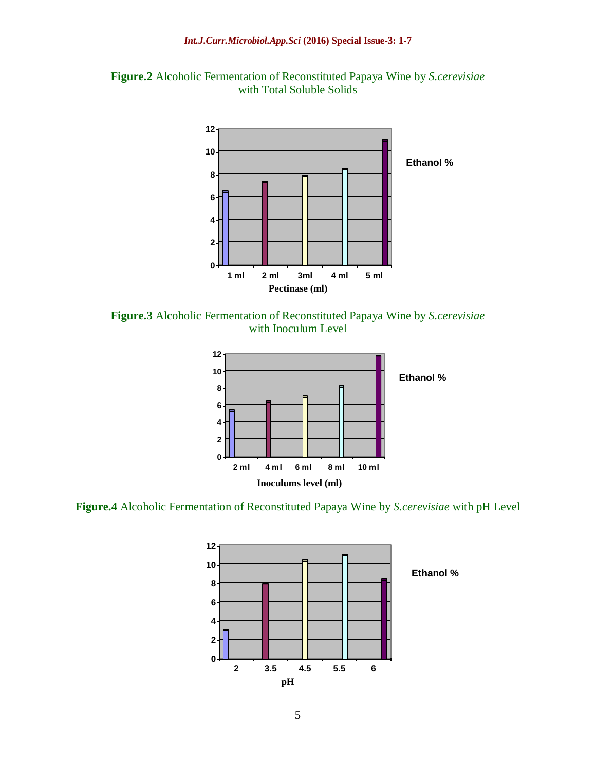**Figure.2** Alcoholic Fermentation of Reconstituted Papaya Wine by *S.cerevisiae* with Total Soluble Solids

12
10
8
6
4
2
0
1 ml
2 ml
3ml
4 ml
5 ml
Pectinase (ml)
Ethanol %

**Figure.3** Alcoholic Fermentation of Reconstituted Papaya Wine by *S.cerevisiae* with Inoculum Level

12
10
8
6
4
2
0
2 ml
4 ml
6 ml
8 ml
10 ml
Inoculums level (ml)
Ethanol %

**Figure.4** Alcoholic Fermentation of Reconstituted Papaya Wine by *S.cerevisiae* with pH Level

12
10
8
6
4
2
0
2
3.5
4.5
5.5
6
pH
Ethanol %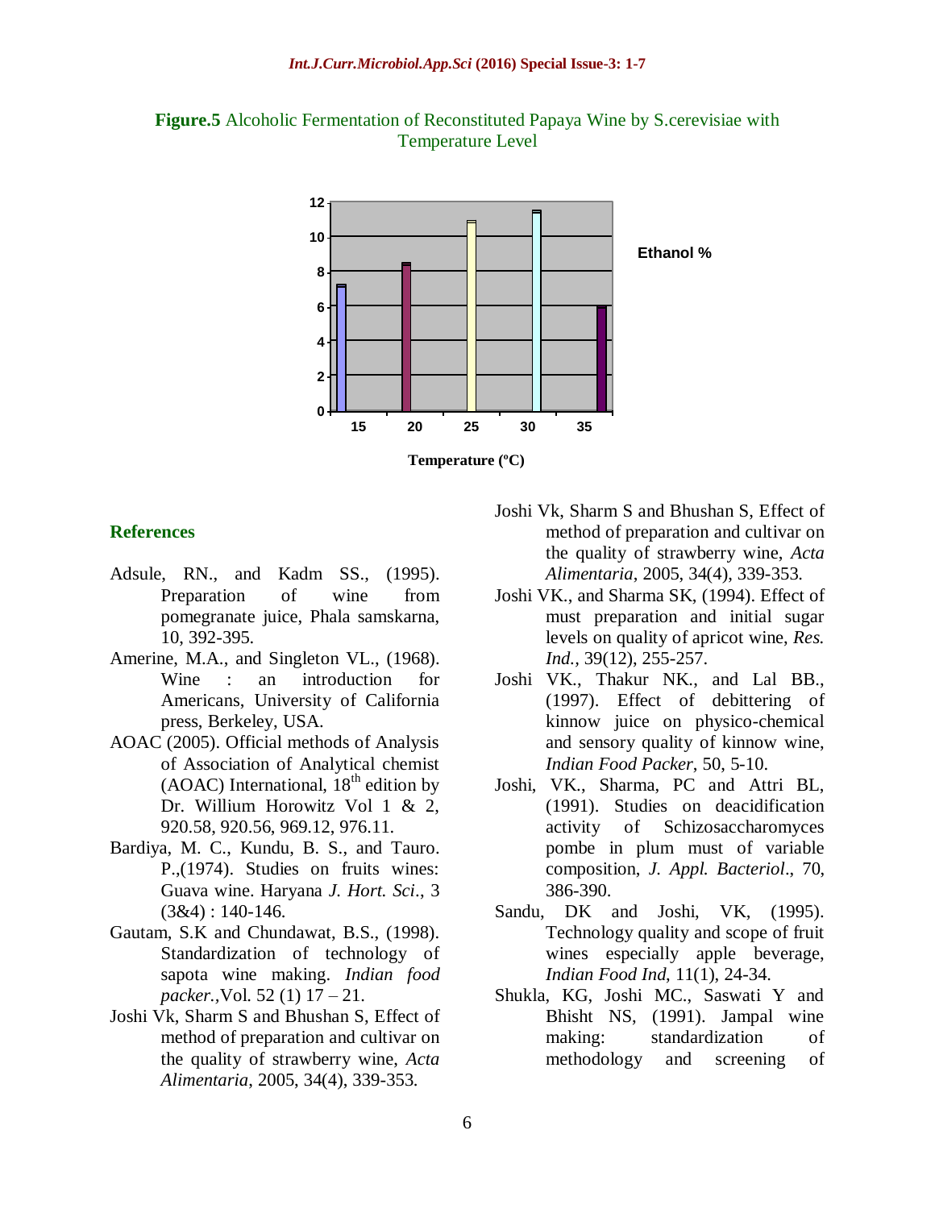**Figure.5** Alcoholic Fermentation of Reconstituted Papaya Wine by S.cerevisiae with Temperature Level

12
10
8
6
4
2
0
15 20 25 30 35

Ethanol %

Temperature (ºC)

## References

Adsule, RN., and Kadm SS., (1995). Preparation of wine from pomegranate juice, Phala samskarna, 10, 392-395.

Amerine, M.A., and Singleton VL., (1968). Wine : an introduction for Americans, University of California press, Berkeley, USA.

AOAC (2005). Official methods of Analysis of Association of Analytical chemist (AOAC) International, 18th edition by Dr. Willium Horowitz Vol 1 & 2, 920.58, 920.56, 969.12, 976.11.

Bardiya, M. C., Kundu, B. S., and Tauro. P.,(1974). Studies on fruits wines: Guava wine. Haryana *J. Hort. Sci*., 3 (3&4) : 140-146.

Gautam, S.K and Chundawat, B.S., (1998). Standardization of technology of sapota wine making. *Indian food packer.*,Vol. 52 (1) 17 – 21.

Joshi Vk, Sharm S and Bhushan S, Effect of method of preparation and cultivar on the quality of strawberry wine, *Acta Alimentaria*, 2005, 34(4), 339-353.

Joshi Vk, Sharm S and Bhushan S, Effect of method of preparation and cultivar on the quality of strawberry wine, *Acta Alimentaria*, 2005, 34(4), 339-353.

Joshi VK., and Sharma SK, (1994). Effect of must preparation and initial sugar levels on quality of apricot wine, *Res. Ind.*, 39(12), 255-257.

Joshi VK., Thakur NK., and Lal BB., (1997). Effect of debittering of kinnow juice on physico-chemical and sensory quality of kinnow wine, *Indian Food Packer*, 50, 5-10.

Joshi, VK., Sharma, PC and Attri BL, (1991). Studies on deacidification activity of Schizosaccharomyces pombe in plum must of variable composition, *J. Appl. Bacteriol*., 70, 386-390.

Sandu, DK and Joshi, VK, (1995). Technology quality and scope of fruit wines especially apple beverage, *Indian Food Ind*, 11(1), 24-34.

Shukla, KG, Joshi MC., Saswati Y and Bhisht NS, (1991). Jampal wine making: standardization of methodology and screening of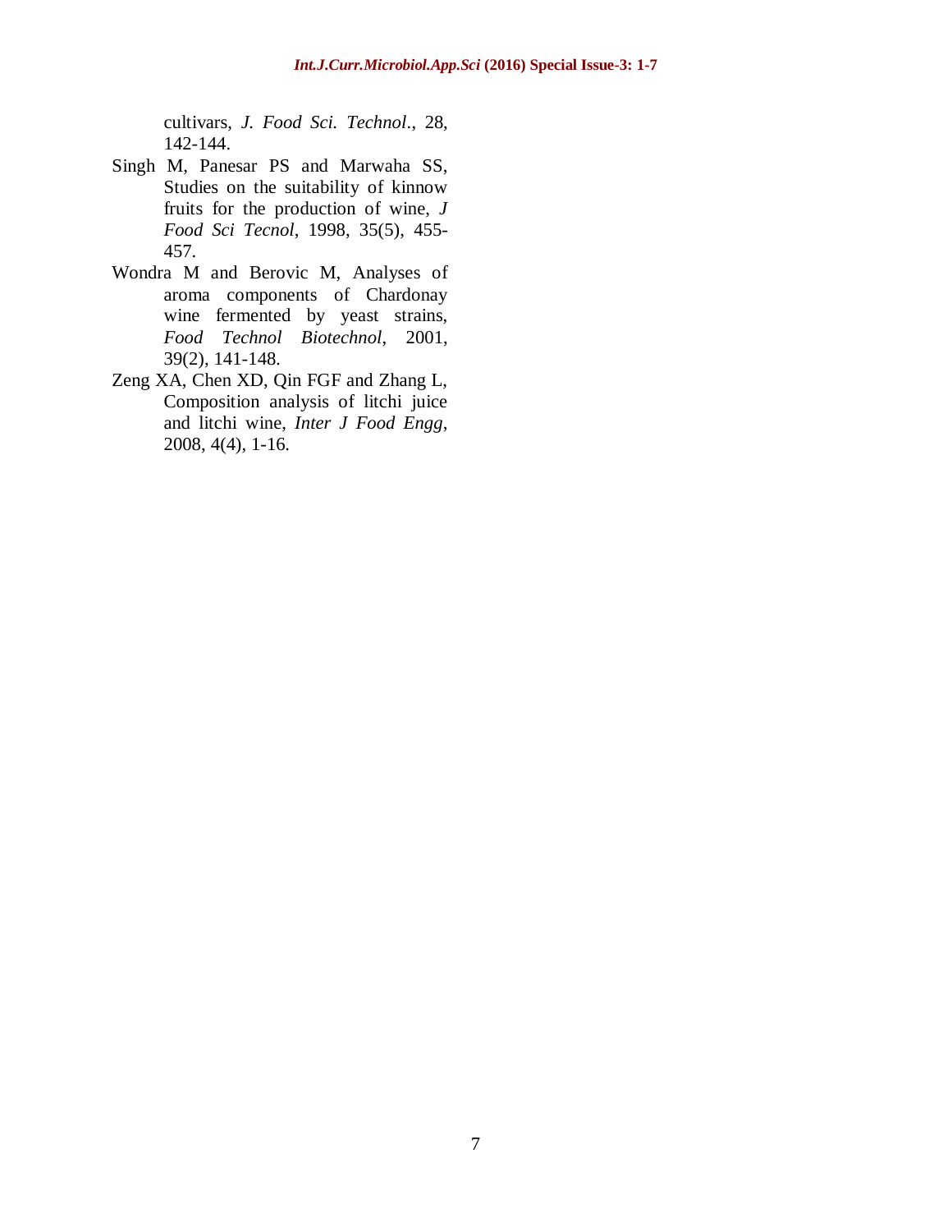cultivars, *J. Food Sci. Technol*., 28, 142-144.

Singh M, Panesar PS and Marwaha SS, Studies on the suitability of kinnow fruits for the production of wine, *J Food Sci Tecnol*, 1998, 35(5), 455-457.

Wondra M and Berovic M, Analyses of aroma components of Chardonay wine fermented by yeast strains, *Food Technol Biotechnol*, 2001, 39(2), 141-148.

Zeng XA, Chen XD, Qin FGF and Zhang L, Composition analysis of litchi juice and litchi wine, *Inter J Food Engg*, 2008, 4(4), 1-16.